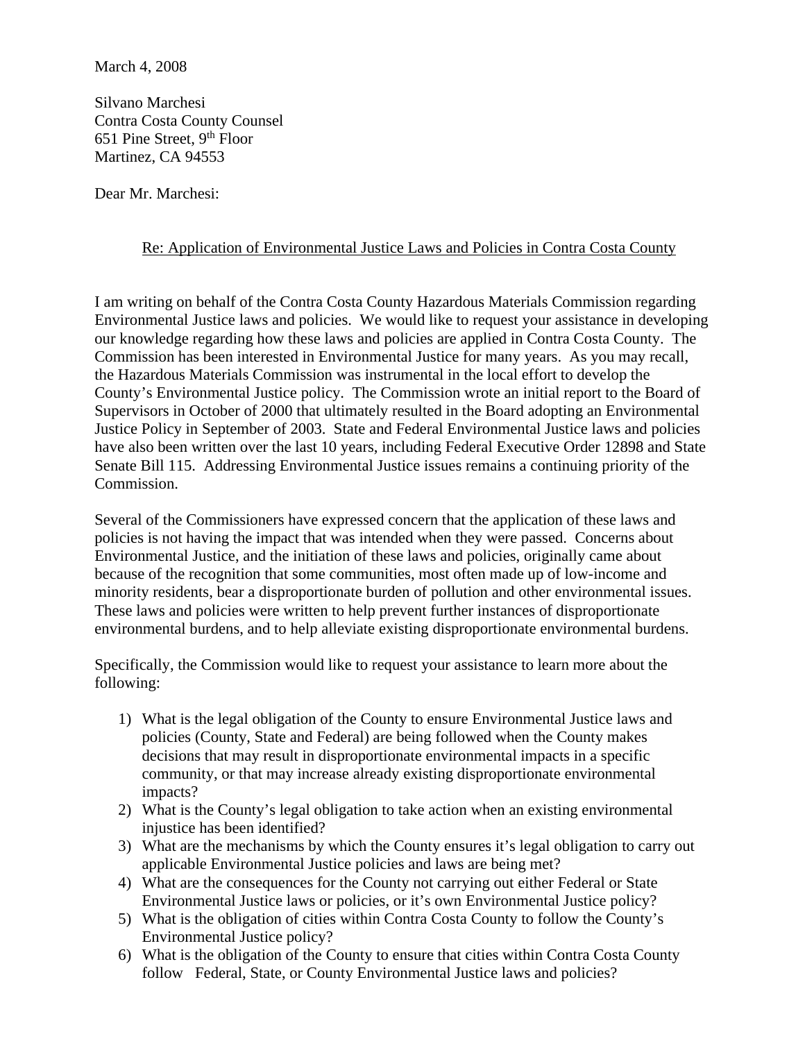March 4, 2008

Silvano Marchesi
Contra Costa County Counsel
651 Pine Street, 9th Floor
Martinez, CA 94553

Dear Mr. Marchesi:

<u>Re: Application of Environmental Justice Laws and Policies in Contra Costa County</u>

I am writing on behalf of the Contra Costa County Hazardous Materials Commission regarding Environmental Justice laws and policies. We would like to request your assistance in developing our knowledge regarding how these laws and policies are applied in Contra Costa County. The Commission has been interested in Environmental Justice for many years. As you may recall, the Hazardous Materials Commission was instrumental in the local effort to develop the County's Environmental Justice policy. The Commission wrote an initial report to the Board of Supervisors in October of 2000 that ultimately resulted in the Board adopting an Environmental Justice Policy in September of 2003. State and Federal Environmental Justice laws and policies have also been written over the last 10 years, including Federal Executive Order 12898 and State Senate Bill 115. Addressing Environmental Justice issues remains a continuing priority of the Commission.

Several of the Commissioners have expressed concern that the application of these laws and policies is not having the impact that was intended when they were passed. Concerns about Environmental Justice, and the initiation of these laws and policies, originally came about because of the recognition that some communities, most often made up of low-income and minority residents, bear a disproportionate burden of pollution and other environmental issues. These laws and policies were written to help prevent further instances of disproportionate environmental burdens, and to help alleviate existing disproportionate environmental burdens.

Specifically, the Commission would like to request your assistance to learn more about the following:

1) What is the legal obligation of the County to ensure Environmental Justice laws and policies (County, State and Federal) are being followed when the County makes decisions that may result in disproportionate environmental impacts in a specific community, or that may increase already existing disproportionate environmental impacts?
2) What is the County's legal obligation to take action when an existing environmental injustice has been identified?
3) What are the mechanisms by which the County ensures it's legal obligation to carry out applicable Environmental Justice policies and laws are being met?
4) What are the consequences for the County not carrying out either Federal or State Environmental Justice laws or policies, or it's own Environmental Justice policy?
5) What is the obligation of cities within Contra Costa County to follow the County's Environmental Justice policy?
6) What is the obligation of the County to ensure that cities within Contra Costa County follow Federal, State, or County Environmental Justice laws and policies?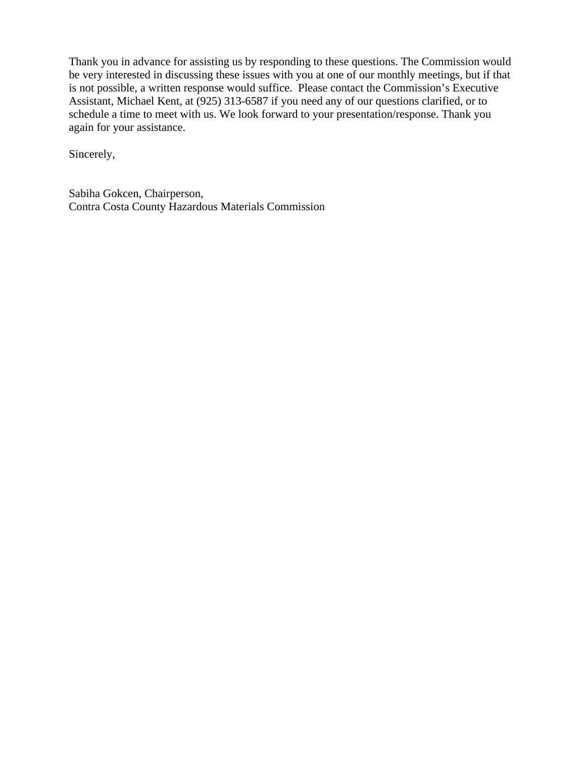Thank you in advance for assisting us by responding to these questions. The Commission would be very interested in discussing these issues with you at one of our monthly meetings, but if that is not possible, a written response would suffice. Please contact the Commission's Executive Assistant, Michael Kent, at (925) 313-6587 if you need any of our questions clarified, or to schedule a time to meet with us. We look forward to your presentation/response. Thank you again for your assistance.

Sincerely,

Sabiha Gokcen, Chairperson,  
Contra Costa County Hazardous Materials Commission